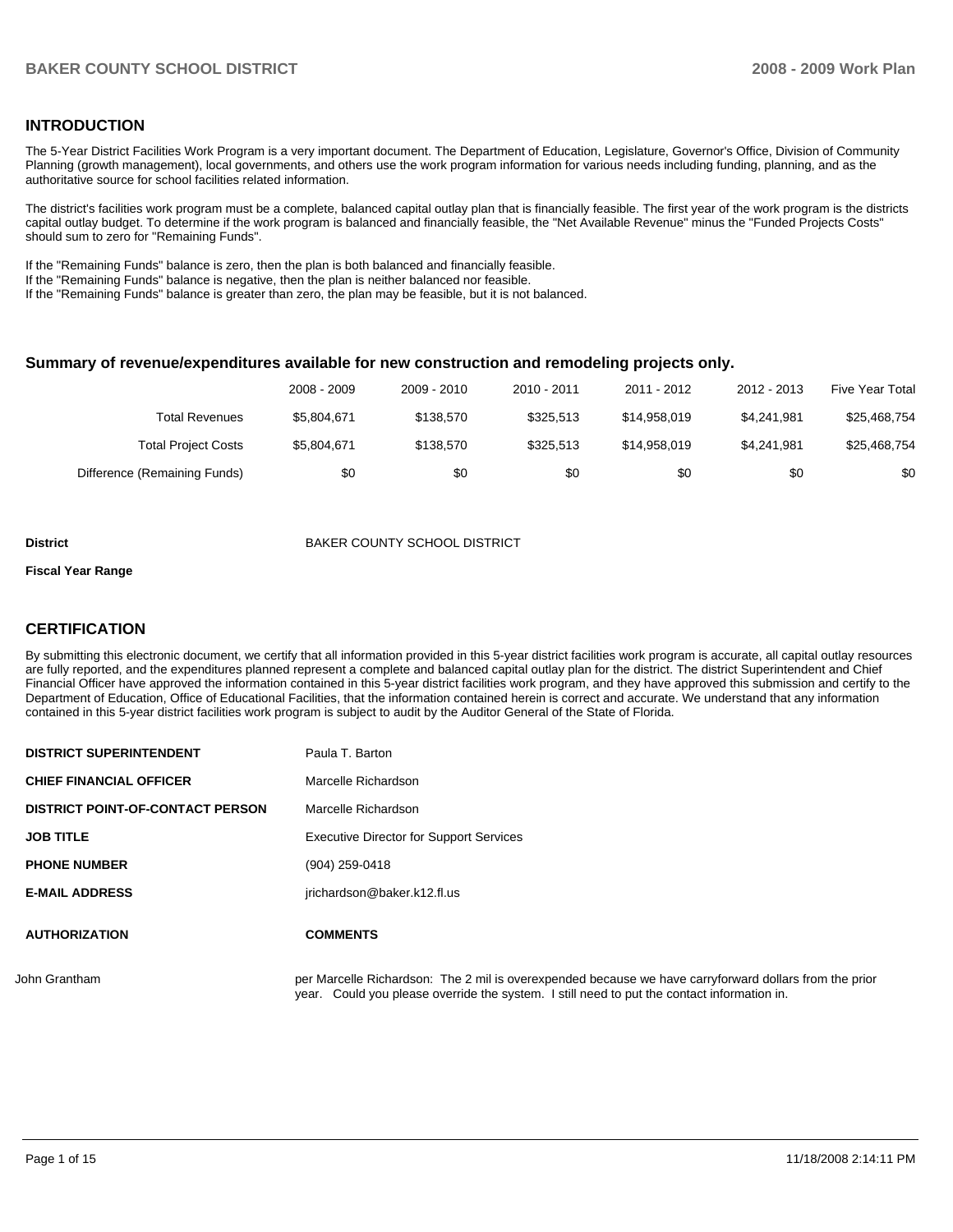## INTRODUCTION

The 5-Year District Facilities Work Program is a very important document. The Department of Education, Legislature, Governor's Office, Division of Community Planning (growth management), local governments, and others use the work program information for various needs including funding, planning, and as the authoritative source for school facilities related information.

The district's facilities work program must be a complete, balanced capital outlay plan that is financially feasible. The first year of the work program is the districts capital outlay budget. To determine if the work program is balanced and financially feasible, the "Net Available Revenue" minus the "Funded Projects Costs" should sum to zero for "Remaining Funds".

If the "Remaining Funds" balance is zero, then the plan is both balanced and financially feasible.
If the "Remaining Funds" balance is negative, then the plan is neither balanced nor feasible.
If the "Remaining Funds" balance is greater than zero, the plan may be feasible, but it is not balanced.

### Summary of revenue/expenditures available for new construction and remodeling projects only.

| | 2008 - 2009 | 2009 - 2010 | 2010 - 2011 | 2011 - 2012 | 2012 - 2013 | Five Year Total |
|---|---|---|---|---|---|---|
| Total Revenues | $5,804,671 | $138,570 | $325,513 | $14,958,019 | $4,241,981 | $25,468,754 |
| Total Project Costs | $5,804,671 | $138,570 | $325,513 | $14,958,019 | $4,241,981 | $25,468,754 |
| Difference (Remaining Funds) | $0 | $0 | $0 | $0 | $0 | $0 |

**District** BAKER COUNTY SCHOOL DISTRICT

**Fiscal Year Range**

## CERTIFICATION

By submitting this electronic document, we certify that all information provided in this 5-year district facilities work program is accurate, all capital outlay resources are fully reported, and the expenditures planned represent a complete and balanced capital outlay plan for the district. The district Superintendent and Chief Financial Officer have approved the information contained in this 5-year district facilities work program, and they have approved this submission and certify to the Department of Education, Office of Educational Facilities, that the information contained herein is correct and accurate. We understand that any information contained in this 5-year district facilities work program is subject to audit by the Auditor General of the State of Florida.

| | |
|---|---|
| **DISTRICT SUPERINTENDENT** | Paula T. Barton |
| **CHIEF FINANCIAL OFFICER** | Marcelle Richardson |
| **DISTRICT POINT-OF-CONTACT PERSON** | Marcelle Richardson |
| **JOB TITLE** | Executive Director for Support Services |
| **PHONE NUMBER** | (904) 259-0418 |
| **E-MAIL ADDRESS** | jrichardson@baker.k12.fl.us |

| **AUTHORIZATION** | **COMMENTS** |
|---|---|
| John Grantham | per Marcelle Richardson: The 2 mil is overexpended because we have carryforward dollars from the prior year. Could you please override the system. I still need to put the contact information in. |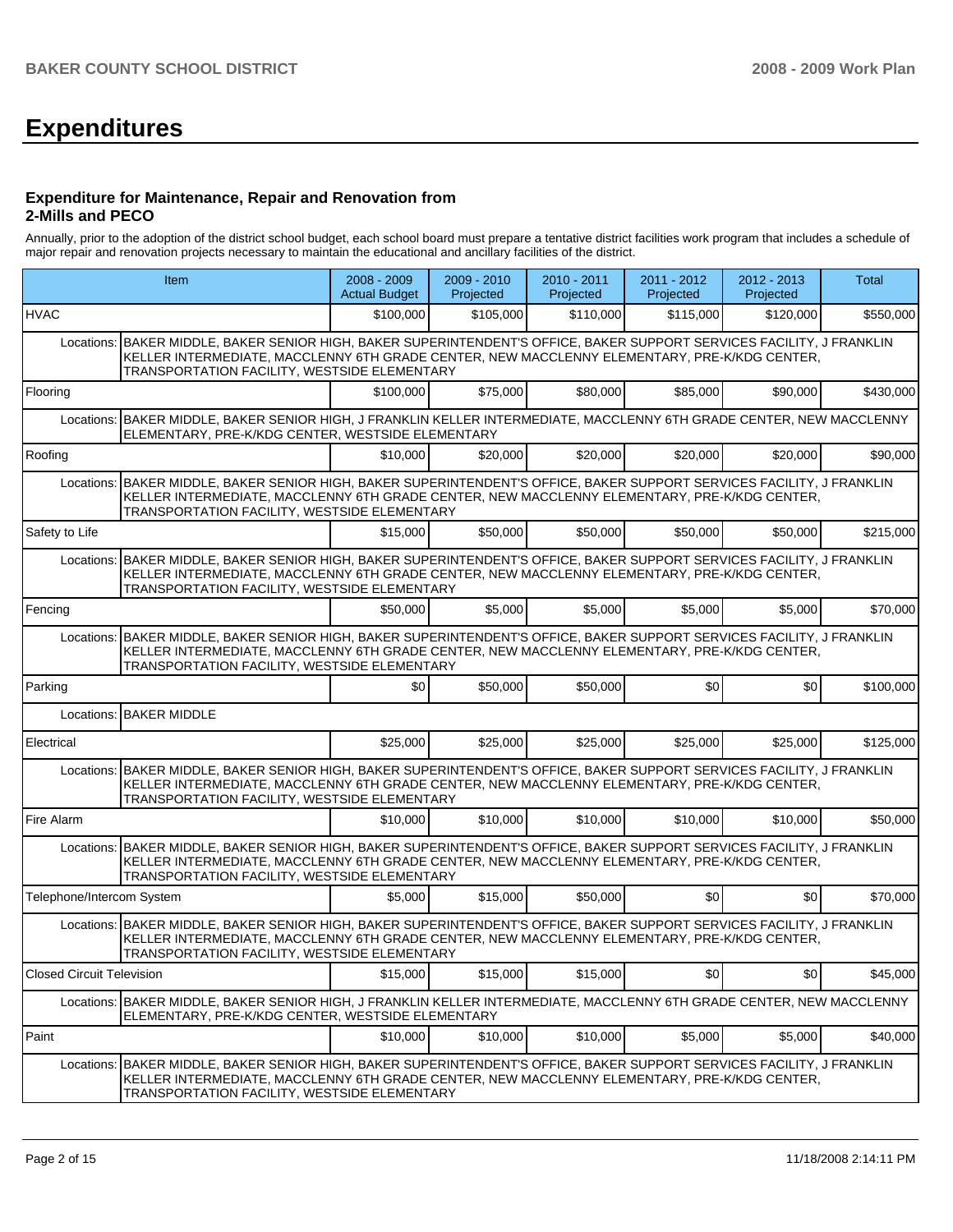# Expenditures

### Expenditure for Maintenance, Repair and Renovation from 2-Mills and PECO

Annually, prior to the adoption of the district school budget, each school board must prepare a tentative district facilities work program that includes a schedule of major repair and renovation projects necessary to maintain the educational and ancillary facilities of the district.

| Item | | 2008 - 2009 Actual Budget | 2009 - 2010 Projected | 2010 - 2011 Projected | 2011 - 2012 Projected | 2012 - 2013 Projected | Total |
|---|---|---|---|---|---|---|---|
| HVAC | | $100,000 | $105,000 | $110,000 | $115,000 | $120,000 | $550,000 |
| Locations: | BAKER MIDDLE, BAKER SENIOR HIGH, BAKER SUPERINTENDENT'S OFFICE, BAKER SUPPORT SERVICES FACILITY, J FRANKLIN KELLER INTERMEDIATE, MACCLENNY 6TH GRADE CENTER, NEW MACCLENNY ELEMENTARY, PRE-K/KDG CENTER, TRANSPORTATION FACILITY, WESTSIDE ELEMENTARY | | | | | | |
| Flooring | | $100,000 | $75,000 | $80,000 | $85,000 | $90,000 | $430,000 |
| Locations: | BAKER MIDDLE, BAKER SENIOR HIGH, J FRANKLIN KELLER INTERMEDIATE, MACCLENNY 6TH GRADE CENTER, NEW MACCLENNY ELEMENTARY, PRE-K/KDG CENTER, WESTSIDE ELEMENTARY | | | | | | |
| Roofing | | $10,000 | $20,000 | $20,000 | $20,000 | $20,000 | $90,000 |
| Locations: | BAKER MIDDLE, BAKER SENIOR HIGH, BAKER SUPERINTENDENT'S OFFICE, BAKER SUPPORT SERVICES FACILITY, J FRANKLIN KELLER INTERMEDIATE, MACCLENNY 6TH GRADE CENTER, NEW MACCLENNY ELEMENTARY, PRE-K/KDG CENTER, TRANSPORTATION FACILITY, WESTSIDE ELEMENTARY | | | | | | |
| Safety to Life | | $15,000 | $50,000 | $50,000 | $50,000 | $50,000 | $215,000 |
| Locations: | BAKER MIDDLE, BAKER SENIOR HIGH, BAKER SUPERINTENDENT'S OFFICE, BAKER SUPPORT SERVICES FACILITY, J FRANKLIN KELLER INTERMEDIATE, MACCLENNY 6TH GRADE CENTER, NEW MACCLENNY ELEMENTARY, PRE-K/KDG CENTER, TRANSPORTATION FACILITY, WESTSIDE ELEMENTARY | | | | | | |
| Fencing | | $50,000 | $5,000 | $5,000 | $5,000 | $5,000 | $70,000 |
| Locations: | BAKER MIDDLE, BAKER SENIOR HIGH, BAKER SUPERINTENDENT'S OFFICE, BAKER SUPPORT SERVICES FACILITY, J FRANKLIN KELLER INTERMEDIATE, MACCLENNY 6TH GRADE CENTER, NEW MACCLENNY ELEMENTARY, PRE-K/KDG CENTER, TRANSPORTATION FACILITY, WESTSIDE ELEMENTARY | | | | | | |
| Parking | | $0 | $50,000 | $50,000 | $0 | $0 | $100,000 |
| Locations: | BAKER MIDDLE | | | | | | |
| Electrical | | $25,000 | $25,000 | $25,000 | $25,000 | $25,000 | $125,000 |
| Locations: | BAKER MIDDLE, BAKER SENIOR HIGH, BAKER SUPERINTENDENT'S OFFICE, BAKER SUPPORT SERVICES FACILITY, J FRANKLIN KELLER INTERMEDIATE, MACCLENNY 6TH GRADE CENTER, NEW MACCLENNY ELEMENTARY, PRE-K/KDG CENTER, TRANSPORTATION FACILITY, WESTSIDE ELEMENTARY | | | | | | |
| Fire Alarm | | $10,000 | $10,000 | $10,000 | $10,000 | $10,000 | $50,000 |
| Locations: | BAKER MIDDLE, BAKER SENIOR HIGH, BAKER SUPERINTENDENT'S OFFICE, BAKER SUPPORT SERVICES FACILITY, J FRANKLIN KELLER INTERMEDIATE, MACCLENNY 6TH GRADE CENTER, NEW MACCLENNY ELEMENTARY, PRE-K/KDG CENTER, TRANSPORTATION FACILITY, WESTSIDE ELEMENTARY | | | | | | |
| Telephone/Intercom System | | $5,000 | $15,000 | $50,000 | $0 | $0 | $70,000 |
| Locations: | BAKER MIDDLE, BAKER SENIOR HIGH, BAKER SUPERINTENDENT'S OFFICE, BAKER SUPPORT SERVICES FACILITY, J FRANKLIN KELLER INTERMEDIATE, MACCLENNY 6TH GRADE CENTER, NEW MACCLENNY ELEMENTARY, PRE-K/KDG CENTER, TRANSPORTATION FACILITY, WESTSIDE ELEMENTARY | | | | | | |
| Closed Circuit Television | | $15,000 | $15,000 | $15,000 | $0 | $0 | $45,000 |
| Locations: | BAKER MIDDLE, BAKER SENIOR HIGH, J FRANKLIN KELLER INTERMEDIATE, MACCLENNY 6TH GRADE CENTER, NEW MACCLENNY ELEMENTARY, PRE-K/KDG CENTER, WESTSIDE ELEMENTARY | | | | | | |
| Paint | | $10,000 | $10,000 | $10,000 | $5,000 | $5,000 | $40,000 |
| Locations: | BAKER MIDDLE, BAKER SENIOR HIGH, BAKER SUPERINTENDENT'S OFFICE, BAKER SUPPORT SERVICES FACILITY, J FRANKLIN KELLER INTERMEDIATE, MACCLENNY 6TH GRADE CENTER, NEW MACCLENNY ELEMENTARY, PRE-K/KDG CENTER, TRANSPORTATION FACILITY, WESTSIDE ELEMENTARY | | | | | | |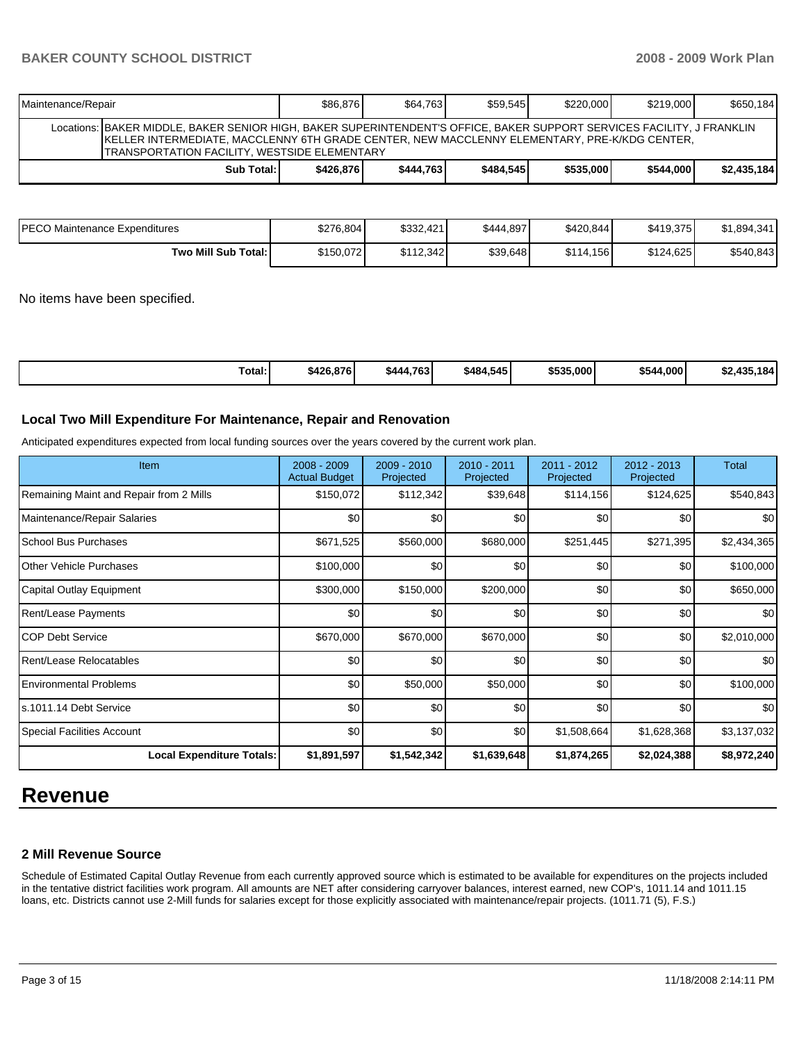| Maintenance/Repair | $86,876 | $64,763 | $59,545 | $220,000 | $219,000 | $650,184 |
|---|---|---|---|---|---|---|
| Locations: BAKER MIDDLE, BAKER SENIOR HIGH, BAKER SUPERINTENDENT'S OFFICE, BAKER SUPPORT SERVICES FACILITY, J FRANKLIN KELLER INTERMEDIATE, MACCLENNY 6TH GRADE CENTER, NEW MACCLENNY ELEMENTARY, PRE-K/KDG CENTER, TRANSPORTATION FACILITY, WESTSIDE ELEMENTARY | | | | | | |
| **Sub Total:** | **$426,876** | **$444,763** | **$484,545** | **$535,000** | **$544,000** | **$2,435,184** |

| PECO Maintenance Expenditures | $276,804 | $332,421 | $444,897 | $420,844 | $419,375 | $1,894,341 |
|---|---|---|---|---|---|---|
| **Two Mill Sub Total:** | $150,072 | $112,342 | $39,648 | $114,156 | $124,625 | $540,843 |

No items have been specified.

| **Total:** | **$426,876** | **$444,763** | **$484,545** | **$535,000** | **$544,000** | **$2,435,184** |
|---|---|---|---|---|---|---|

### Local Two Mill Expenditure For Maintenance, Repair and Renovation

Anticipated expenditures expected from local funding sources over the years covered by the current work plan.

| Item | 2008 - 2009 Actual Budget | 2009 - 2010 Projected | 2010 - 2011 Projected | 2011 - 2012 Projected | 2012 - 2013 Projected | Total |
|---|---|---|---|---|---|---|
| Remaining Maint and Repair from 2 Mills | $150,072 | $112,342 | $39,648 | $114,156 | $124,625 | $540,843 |
| Maintenance/Repair Salaries | $0 | $0 | $0 | $0 | $0 | $0 |
| School Bus Purchases | $671,525 | $560,000 | $680,000 | $251,445 | $271,395 | $2,434,365 |
| Other Vehicle Purchases | $100,000 | $0 | $0 | $0 | $0 | $100,000 |
| Capital Outlay Equipment | $300,000 | $150,000 | $200,000 | $0 | $0 | $650,000 |
| Rent/Lease Payments | $0 | $0 | $0 | $0 | $0 | $0 |
| COP Debt Service | $670,000 | $670,000 | $670,000 | $0 | $0 | $2,010,000 |
| Rent/Lease Relocatables | $0 | $0 | $0 | $0 | $0 | $0 |
| Environmental Problems | $0 | $50,000 | $50,000 | $0 | $0 | $100,000 |
| s.1011.14 Debt Service | $0 | $0 | $0 | $0 | $0 | $0 |
| Special Facilities Account | $0 | $0 | $0 | $1,508,664 | $1,628,368 | $3,137,032 |
| **Local Expenditure Totals:** | **$1,891,597** | **$1,542,342** | **$1,639,648** | **$1,874,265** | **$2,024,388** | **$8,972,240** |

# Revenue

### 2 Mill Revenue Source

Schedule of Estimated Capital Outlay Revenue from each currently approved source which is estimated to be available for expenditures on the projects included in the tentative district facilities work program. All amounts are NET after considering carryover balances, interest earned, new COP's, 1011.14 and 1011.15 loans, etc. Districts cannot use 2-Mill funds for salaries except for those explicitly associated with maintenance/repair projects. (1011.71 (5), F.S.)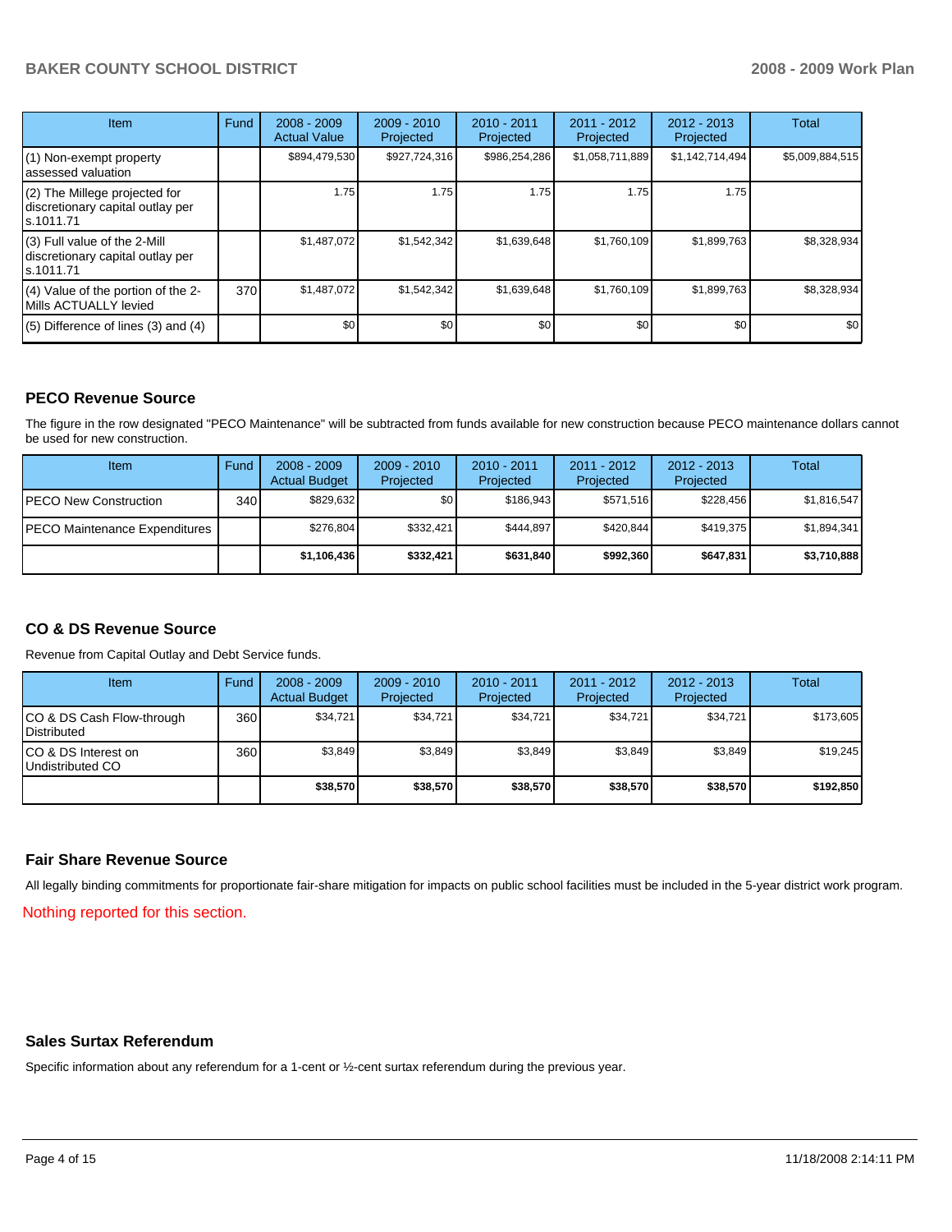| Item | Fund | 2008 - 2009 Actual Value | 2009 - 2010 Projected | 2010 - 2011 Projected | 2011 - 2012 Projected | 2012 - 2013 Projected | Total |
|---|---|---|---|---|---|---|---|
| (1) Non-exempt property assessed valuation | | $894,479,530 | $927,724,316 | $986,254,286 | $1,058,711,889 | $1,142,714,494 | $5,009,884,515 |
| (2) The Millege projected for discretionary capital outlay per s.1011.71 | | 1.75 | 1.75 | 1.75 | 1.75 | 1.75 | |
| (3) Full value of the 2-Mill discretionary capital outlay per s.1011.71 | | $1,487,072 | $1,542,342 | $1,639,648 | $1,760,109 | $1,899,763 | $8,328,934 |
| (4) Value of the portion of the 2-Mills ACTUALLY levied | 370 | $1,487,072 | $1,542,342 | $1,639,648 | $1,760,109 | $1,899,763 | $8,328,934 |
| (5) Difference of lines (3) and (4) | | $0 | $0 | $0 | $0 | $0 | $0 |

## PECO Revenue Source

The figure in the row designated "PECO Maintenance" will be subtracted from funds available for new construction because PECO maintenance dollars cannot be used for new construction.

| Item | Fund | 2008 - 2009 Actual Budget | 2009 - 2010 Projected | 2010 - 2011 Projected | 2011 - 2012 Projected | 2012 - 2013 Projected | Total |
|---|---|---|---|---|---|---|---|
| PECO New Construction | 340 | $829,632 | $0 | $186,943 | $571,516 | $228,456 | $1,816,547 |
| PECO Maintenance Expenditures | | $276,804 | $332,421 | $444,897 | $420,844 | $419,375 | $1,894,341 |
| | | **$1,106,436** | **$332,421** | **$631,840** | **$992,360** | **$647,831** | **$3,710,888** |

## CO & DS Revenue Source

Revenue from Capital Outlay and Debt Service funds.

| Item | Fund | 2008 - 2009 Actual Budget | 2009 - 2010 Projected | 2010 - 2011 Projected | 2011 - 2012 Projected | 2012 - 2013 Projected | Total |
|---|---|---|---|---|---|---|---|
| CO & DS Cash Flow-through Distributed | 360 | $34,721 | $34,721 | $34,721 | $34,721 | $34,721 | $173,605 |
| CO & DS Interest on Undistributed CO | 360 | $3,849 | $3,849 | $3,849 | $3,849 | $3,849 | $19,245 |
| | | **$38,570** | **$38,570** | **$38,570** | **$38,570** | **$38,570** | **$192,850** |

## Fair Share Revenue Source

All legally binding commitments for proportionate fair-share mitigation for impacts on public school facilities must be included in the 5-year district work program.

Nothing reported for this section.

## Sales Surtax Referendum

Specific information about any referendum for a 1-cent or ½-cent surtax referendum during the previous year.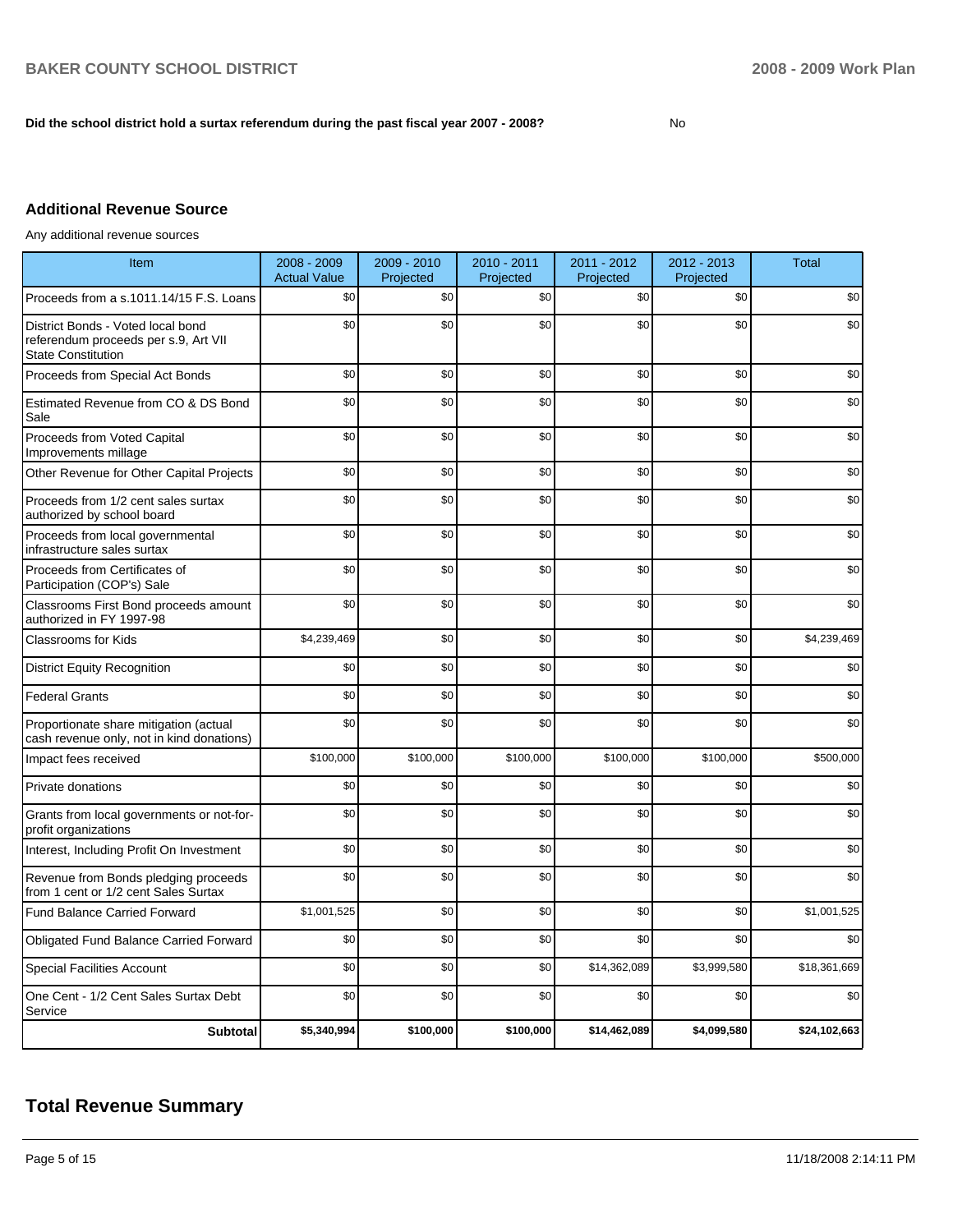**Did the school district hold a surtax referendum during the past fiscal year 2007 - 2008?** No

## Additional Revenue Source

Any additional revenue sources

| Item | 2008 - 2009 Actual Value | 2009 - 2010 Projected | 2010 - 2011 Projected | 2011 - 2012 Projected | 2012 - 2013 Projected | Total |
|---|---|---|---|---|---|---|
| Proceeds from a s.1011.14/15 F.S. Loans | $0 | $0 | $0 | $0 | $0 | $0 |
| District Bonds - Voted local bond referendum proceeds per s.9, Art VII State Constitution | $0 | $0 | $0 | $0 | $0 | $0 |
| Proceeds from Special Act Bonds | $0 | $0 | $0 | $0 | $0 | $0 |
| Estimated Revenue from CO & DS Bond Sale | $0 | $0 | $0 | $0 | $0 | $0 |
| Proceeds from Voted Capital Improvements millage | $0 | $0 | $0 | $0 | $0 | $0 |
| Other Revenue for Other Capital Projects | $0 | $0 | $0 | $0 | $0 | $0 |
| Proceeds from 1/2 cent sales surtax authorized by school board | $0 | $0 | $0 | $0 | $0 | $0 |
| Proceeds from local governmental infrastructure sales surtax | $0 | $0 | $0 | $0 | $0 | $0 |
| Proceeds from Certificates of Participation (COP's) Sale | $0 | $0 | $0 | $0 | $0 | $0 |
| Classrooms First Bond proceeds amount authorized in FY 1997-98 | $0 | $0 | $0 | $0 | $0 | $0 |
| Classrooms for Kids | $4,239,469 | $0 | $0 | $0 | $0 | $4,239,469 |
| District Equity Recognition | $0 | $0 | $0 | $0 | $0 | $0 |
| Federal Grants | $0 | $0 | $0 | $0 | $0 | $0 |
| Proportionate share mitigation (actual cash revenue only, not in kind donations) | $0 | $0 | $0 | $0 | $0 | $0 |
| Impact fees received | $100,000 | $100,000 | $100,000 | $100,000 | $100,000 | $500,000 |
| Private donations | $0 | $0 | $0 | $0 | $0 | $0 |
| Grants from local governments or not-for-profit organizations | $0 | $0 | $0 | $0 | $0 | $0 |
| Interest, Including Profit On Investment | $0 | $0 | $0 | $0 | $0 | $0 |
| Revenue from Bonds pledging proceeds from 1 cent or 1/2 cent Sales Surtax | $0 | $0 | $0 | $0 | $0 | $0 |
| Fund Balance Carried Forward | $1,001,525 | $0 | $0 | $0 | $0 | $1,001,525 |
| Obligated Fund Balance Carried Forward | $0 | $0 | $0 | $0 | $0 | $0 |
| Special Facilities Account | $0 | $0 | $0 | $14,362,089 | $3,999,580 | $18,361,669 |
| One Cent - 1/2 Cent Sales Surtax Debt Service | $0 | $0 | $0 | $0 | $0 | $0 |
| **Subtotal** | **$5,340,994** | **$100,000** | **$100,000** | **$14,462,089** | **$4,099,580** | **$24,102,663** |

# Total Revenue Summary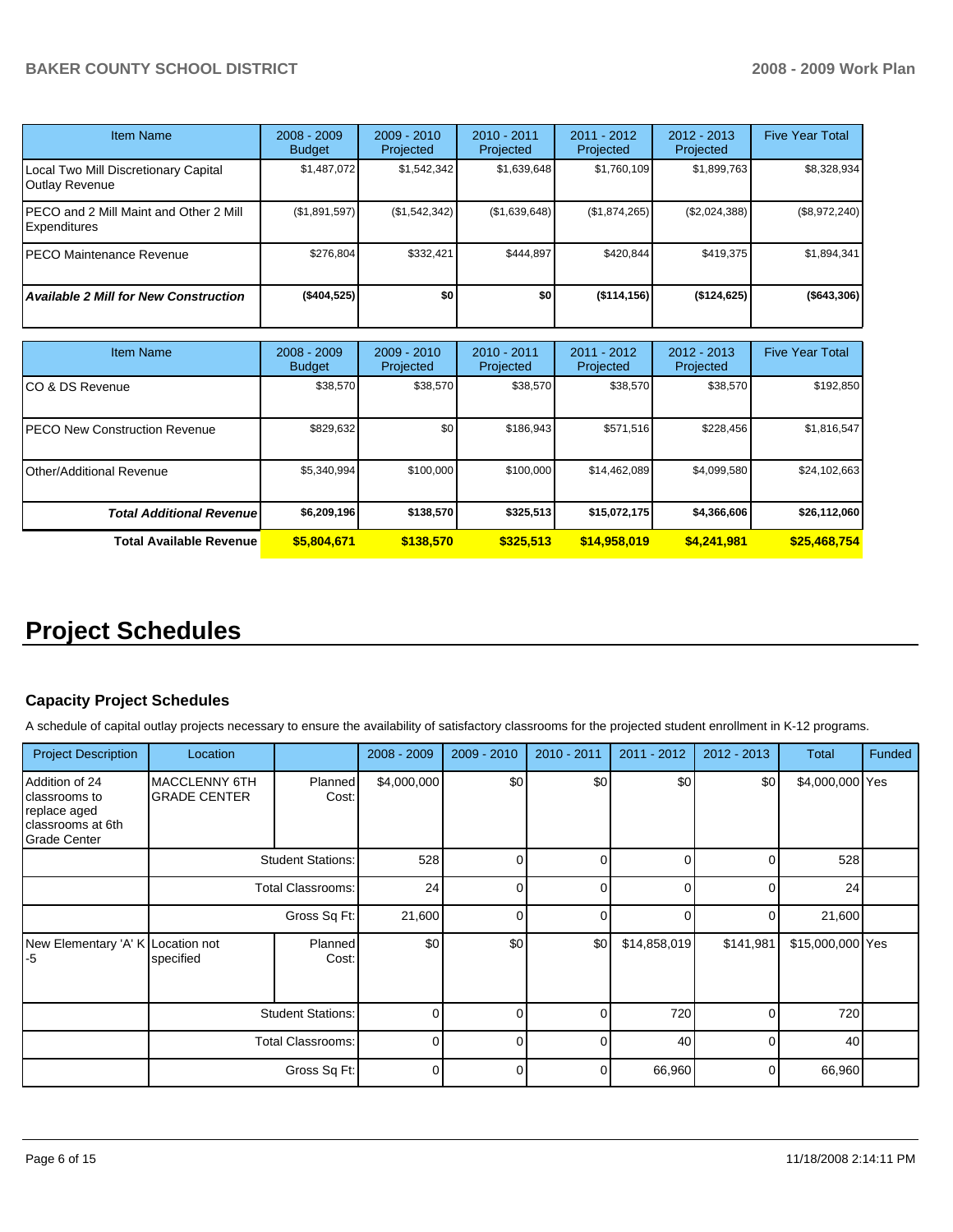| Item Name | 2008 - 2009 Budget | 2009 - 2010 Projected | 2010 - 2011 Projected | 2011 - 2012 Projected | 2012 - 2013 Projected | Five Year Total |
|---|---|---|---|---|---|---|
| Local Two Mill Discretionary Capital Outlay Revenue | $1,487,072 | $1,542,342 | $1,639,648 | $1,760,109 | $1,899,763 | $8,328,934 |
| PECO and 2 Mill Maint and Other 2 Mill Expenditures | ($1,891,597) | ($1,542,342) | ($1,639,648) | ($1,874,265) | ($2,024,388) | ($8,972,240) |
| PECO Maintenance Revenue | $276,804 | $332,421 | $444,897 | $420,844 | $419,375 | $1,894,341 |
| ***Available 2 Mill for New Construction*** | **($404,525)** | **$0** | **$0** | **($114,156)** | **($124,625)** | **($643,306)** |

| Item Name | 2008 - 2009 Budget | 2009 - 2010 Projected | 2010 - 2011 Projected | 2011 - 2012 Projected | 2012 - 2013 Projected | Five Year Total |
|---|---|---|---|---|---|---|
| CO & DS Revenue | $38,570 | $38,570 | $38,570 | $38,570 | $38,570 | $192,850 |
| PECO New Construction Revenue | $829,632 | $0 | $186,943 | $571,516 | $228,456 | $1,816,547 |
| Other/Additional Revenue | $5,340,994 | $100,000 | $100,000 | $14,462,089 | $4,099,580 | $24,102,663 |
| ***Total Additional Revenue*** | **$6,209,196** | **$138,570** | **$325,513** | **$15,072,175** | **$4,366,606** | **$26,112,060** |
| **Total Available Revenue** | **$5,804,671** | **$138,570** | **$325,513** | **$14,958,019** | **$4,241,981** | **$25,468,754** |

# Project Schedules

### Capacity Project Schedules

A schedule of capital outlay projects necessary to ensure the availability of satisfactory classrooms for the projected student enrollment in K-12 programs.

| Project Description | Location | | 2008 - 2009 | 2009 - 2010 | 2010 - 2011 | 2011 - 2012 | 2012 - 2013 | Total | Funded |
|---|---|---|---|---|---|---|---|---|---|
| Addition of 24 classrooms to replace aged classrooms at 6th Grade Center | MACCLENNY 6TH GRADE CENTER | Planned Cost: | $4,000,000 | $0 | $0 | $0 | $0 | $4,000,000 | Yes |
| | | Student Stations: | 528 | 0 | 0 | 0 | 0 | 528 | |
| | | Total Classrooms: | 24 | 0 | 0 | 0 | 0 | 24 | |
| | | Gross Sq Ft: | 21,600 | 0 | 0 | 0 | 0 | 21,600 | |
| New Elementary 'A' K -5 | Location not specified | Planned Cost: | $0 | $0 | $0 | $14,858,019 | $141,981 | $15,000,000 | Yes |
| | | Student Stations: | 0 | 0 | 0 | 720 | 0 | 720 | |
| | | Total Classrooms: | 0 | 0 | 0 | 40 | 0 | 40 | |
| | | Gross Sq Ft: | 0 | 0 | 0 | 66,960 | 0 | 66,960 | |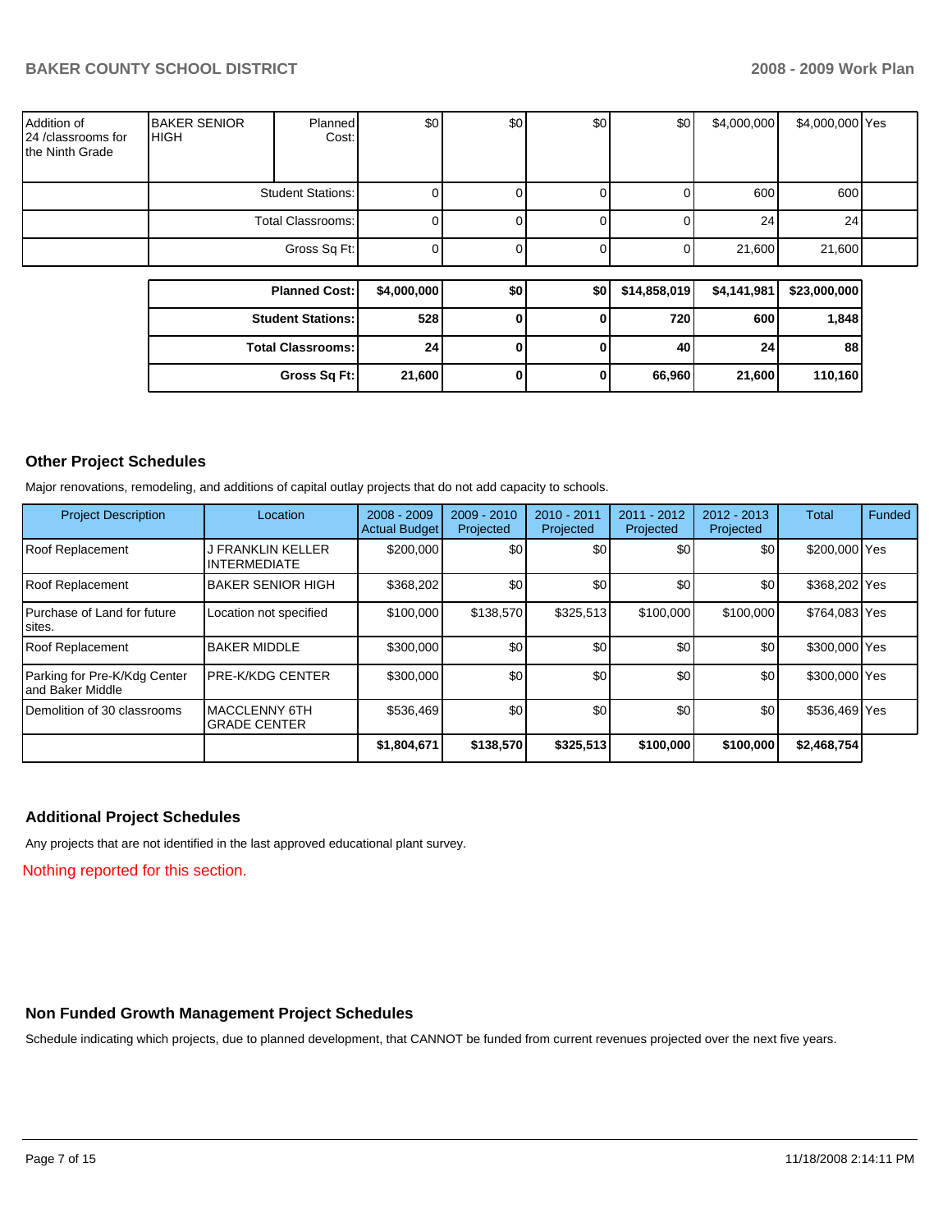| | | | | | | | | | |
|---|---|---|---|---|---|---|---|---|---|
| Addition of 24 /classrooms for the Ninth Grade | BAKER SENIOR HIGH | Planned Cost: | $0 | $0 | $0 | $0 | $4,000,000 | $4,000,000 | Yes |
| | | Student Stations: | 0 | 0 | 0 | 0 | 600 | 600 | |
| | | Total Classrooms: | 0 | 0 | 0 | 0 | 24 | 24 | |
| | | Gross Sq Ft: | 0 | 0 | 0 | 0 | 21,600 | 21,600 | |

| | | | | | | |
|---|---|---|---|---|---|---|
| **Planned Cost:** | **$4,000,000** | **$0** | **$0** | **$14,858,019** | **$4,141,981** | **$23,000,000** |
| **Student Stations:** | **528** | **0** | **0** | **720** | **600** | **1,848** |
| **Total Classrooms:** | **24** | **0** | **0** | **40** | **24** | **88** |
| **Gross Sq Ft:** | **21,600** | **0** | **0** | **66,960** | **21,600** | **110,160** |

## Other Project Schedules

Major renovations, remodeling, and additions of capital outlay projects that do not add capacity to schools.

| Project Description | Location | 2008 - 2009 Actual Budget | 2009 - 2010 Projected | 2010 - 2011 Projected | 2011 - 2012 Projected | 2012 - 2013 Projected | Total | Funded |
|---|---|---|---|---|---|---|---|---|
| Roof Replacement | J FRANKLIN KELLER INTERMEDIATE | $200,000 | $0 | $0 | $0 | $0 | $200,000 | Yes |
| Roof Replacement | BAKER SENIOR HIGH | $368,202 | $0 | $0 | $0 | $0 | $368,202 | Yes |
| Purchase of Land for future sites. | Location not specified | $100,000 | $138,570 | $325,513 | $100,000 | $100,000 | $764,083 | Yes |
| Roof Replacement | BAKER MIDDLE | $300,000 | $0 | $0 | $0 | $0 | $300,000 | Yes |
| Parking for Pre-K/Kdg Center and Baker Middle | PRE-K/KDG CENTER | $300,000 | $0 | $0 | $0 | $0 | $300,000 | Yes |
| Demolition of 30 classrooms | MACCLENNY 6TH GRADE CENTER | $536,469 | $0 | $0 | $0 | $0 | $536,469 | Yes |
| | | **$1,804,671** | **$138,570** | **$325,513** | **$100,000** | **$100,000** | **$2,468,754** | |

## Additional Project Schedules

Any projects that are not identified in the last approved educational plant survey.

Nothing reported for this section.

## Non Funded Growth Management Project Schedules

Schedule indicating which projects, due to planned development, that CANNOT be funded from current revenues projected over the next five years.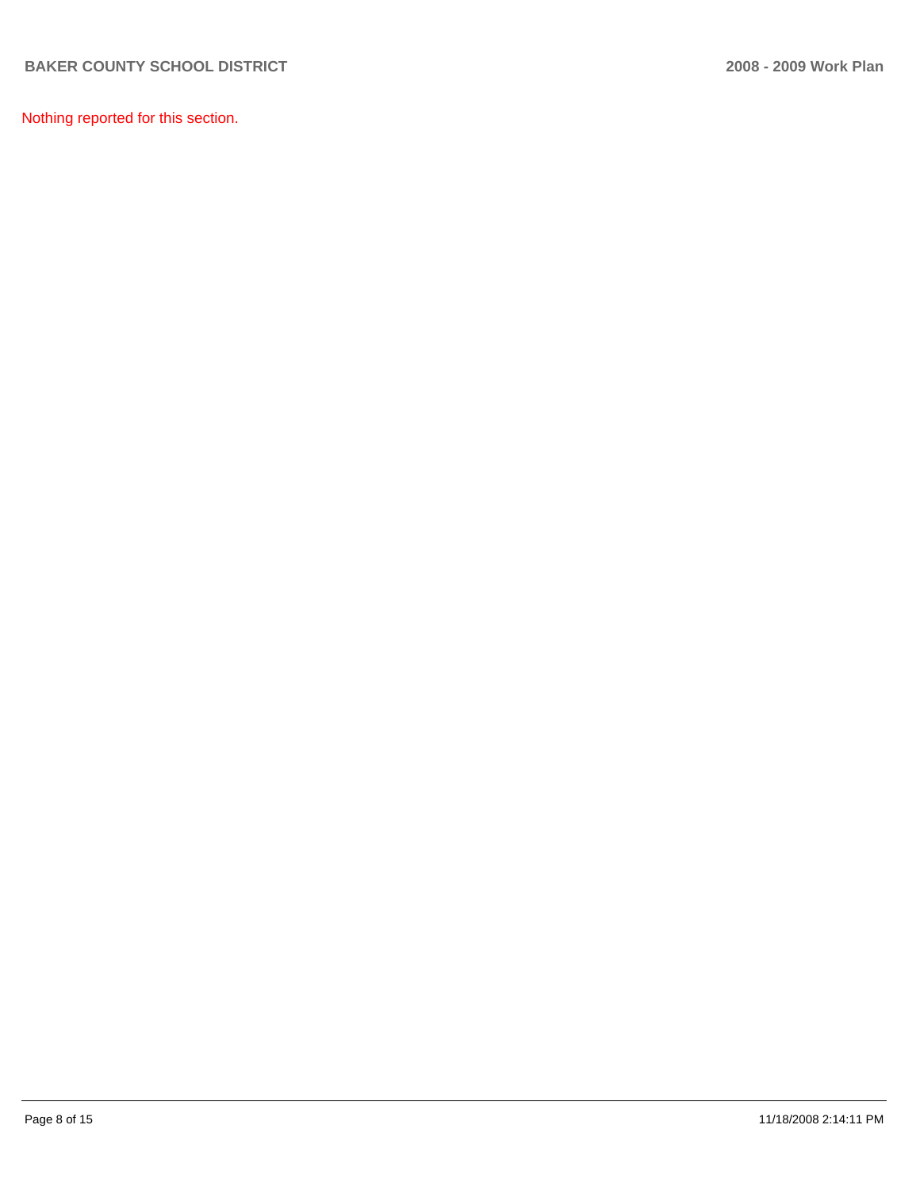Nothing reported for this section.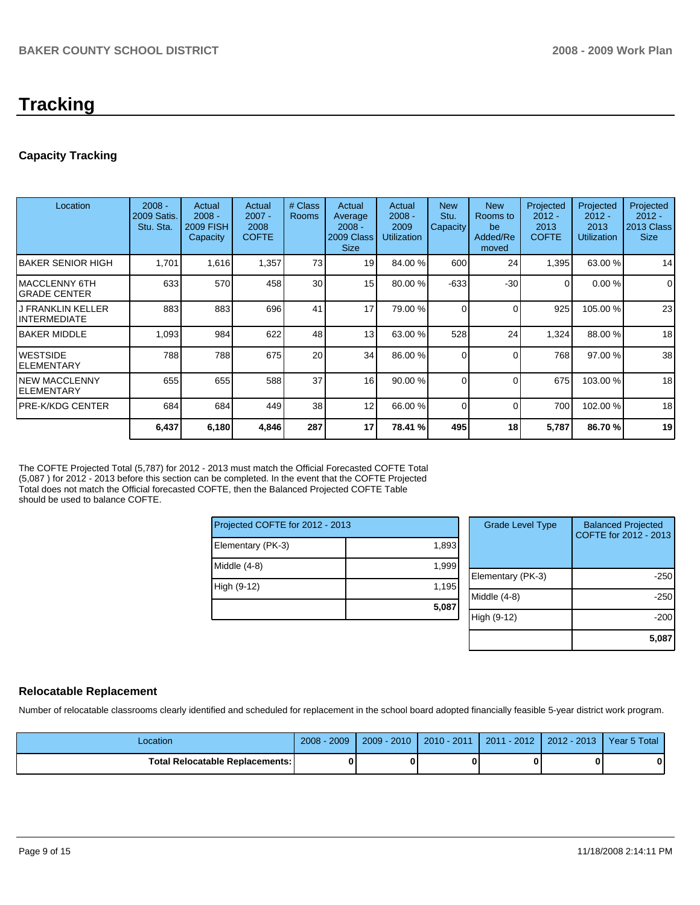# Tracking

## Capacity Tracking

| Location | 2008 - 2009 Satis. Stu. Sta. | Actual 2008 - 2009 FISH Capacity | Actual 2007 - 2008 COFTE | # Class Rooms | Actual Average 2008 - 2009 Class Size | Actual 2008 - 2009 Utilization | New Stu. Capacity | New Rooms to be Added/Removed | Projected 2012 - 2013 COFTE | Projected 2012 - 2013 Utilization | Projected 2012 - 2013 Class Size |
|---|---|---|---|---|---|---|---|---|---|---|---|
| BAKER SENIOR HIGH | 1,701 | 1,616 | 1,357 | 73 | 19 | 84.00 % | 600 | 24 | 1,395 | 63.00 % | 14 |
| MACCLENNY 6TH GRADE CENTER | 633 | 570 | 458 | 30 | 15 | 80.00 % | -633 | -30 | 0 | 0.00 % | 0 |
| J FRANKLIN KELLER INTERMEDIATE | 883 | 883 | 696 | 41 | 17 | 79.00 % | 0 | 0 | 925 | 105.00 % | 23 |
| BAKER MIDDLE | 1,093 | 984 | 622 | 48 | 13 | 63.00 % | 528 | 24 | 1,324 | 88.00 % | 18 |
| WESTSIDE ELEMENTARY | 788 | 788 | 675 | 20 | 34 | 86.00 % | 0 | 0 | 768 | 97.00 % | 38 |
| NEW MACCLENNY ELEMENTARY | 655 | 655 | 588 | 37 | 16 | 90.00 % | 0 | 0 | 675 | 103.00 % | 18 |
| PRE-K/KDG CENTER | 684 | 684 | 449 | 38 | 12 | 66.00 % | 0 | 0 | 700 | 102.00 % | 18 |
| | **6,437** | **6,180** | **4,846** | **287** | **17** | **78.41 %** | **495** | **18** | **5,787** | **86.70 %** | **19** |

The COFTE Projected Total (5,787) for 2012 - 2013 must match the Official Forecasted COFTE Total (5,087 ) for 2012 - 2013 before this section can be completed. In the event that the COFTE Projected Total does not match the Official forecasted COFTE, then the Balanced Projected COFTE Table should be used to balance COFTE.

| Projected COFTE for 2012 - 2013 | |
|---|---|
| Elementary (PK-3) | 1,893 |
| Middle (4-8) | 1,999 |
| High (9-12) | 1,195 |
| | **5,087** |

| Grade Level Type | Balanced Projected COFTE for 2012 - 2013 |
|---|---|
| Elementary (PK-3) | -250 |
| Middle (4-8) | -250 |
| High (9-12) | -200 |
| | **5,087** |

## Relocatable Replacement

Number of relocatable classrooms clearly identified and scheduled for replacement in the school board adopted financially feasible 5-year district work program.

| Location | 2008 - 2009 | 2009 - 2010 | 2010 - 2011 | 2011 - 2012 | 2012 - 2013 | Year 5 Total |
|---|---|---|---|---|---|---|
| **Total Relocatable Replacements:** | **0** | **0** | **0** | **0** | **0** | **0** |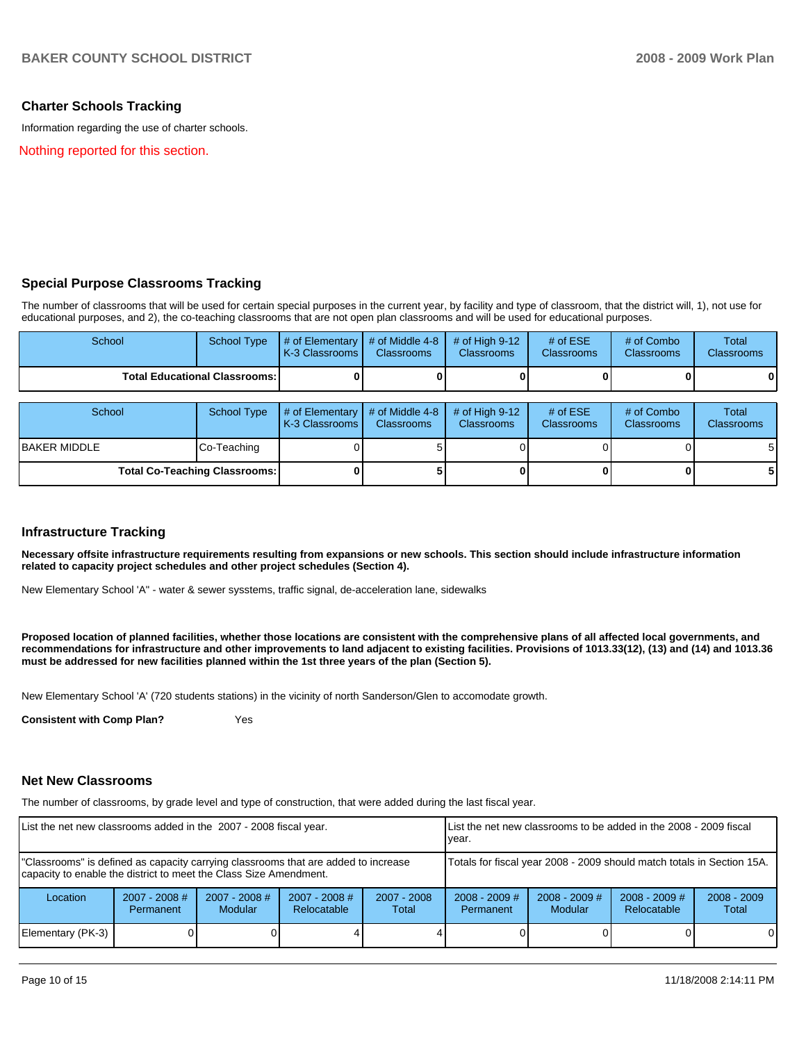## Charter Schools Tracking

Information regarding the use of charter schools.

Nothing reported for this section.

## Special Purpose Classrooms Tracking

The number of classrooms that will be used for certain special purposes in the current year, by facility and type of classroom, that the district will, 1), not use for educational purposes, and 2), the co-teaching classrooms that are not open plan classrooms and will be used for educational purposes.

| School | School Type | # of Elementary K-3 Classrooms | # of Middle 4-8 Classrooms | # of High 9-12 Classrooms | # of ESE Classrooms | # of Combo Classrooms | Total Classrooms |
|---|---|---|---|---|---|---|---|
| **Total Educational Classrooms:** | | **0** | **0** | **0** | **0** | **0** | **0** |

| School | School Type | # of Elementary K-3 Classrooms | # of Middle 4-8 Classrooms | # of High 9-12 Classrooms | # of ESE Classrooms | # of Combo Classrooms | Total Classrooms |
|---|---|---|---|---|---|---|---|
| BAKER MIDDLE | Co-Teaching | 0 | 5 | 0 | 0 | 0 | 5 |
| **Total Co-Teaching Classrooms:** | | **0** | **5** | **0** | **0** | **0** | **5** |

## Infrastructure Tracking

**Necessary offsite infrastructure requirements resulting from expansions or new schools. This section should include infrastructure information related to capacity project schedules and other project schedules (Section 4).**

New Elementary School 'A" - water & sewer sysstems, traffic signal, de-acceleration lane, sidewalks

**Proposed location of planned facilities, whether those locations are consistent with the comprehensive plans of all affected local governments, and recommendations for infrastructure and other improvements to land adjacent to existing facilities. Provisions of 1013.33(12), (13) and (14) and 1013.36 must be addressed for new facilities planned within the 1st three years of the plan (Section 5).**

New Elementary School 'A' (720 students stations) in the vicinity of north Sanderson/Glen to accomodate growth.

**Consistent with Comp Plan?** Yes

## Net New Classrooms

The number of classrooms, by grade level and type of construction, that were added during the last fiscal year.

| List the net new classrooms added in the 2007 - 2008 fiscal year. | | | | | List the net new classrooms to be added in the 2008 - 2009 fiscal year. | | | |
|---|---|---|---|---|---|---|---|---|
| "Classrooms" is defined as capacity carrying classrooms that are added to increase capacity to enable the district to meet the Class Size Amendment. | | | | | Totals for fiscal year 2008 - 2009 should match totals in Section 15A. | | | |
| Location | 2007 - 2008 # Permanent | 2007 - 2008 # Modular | 2007 - 2008 # Relocatable | 2007 - 2008 Total | 2008 - 2009 # Permanent | 2008 - 2009 # Modular | 2008 - 2009 # Relocatable | 2008 - 2009 Total |
| Elementary (PK-3) | 0 | 0 | 4 | 4 | 0 | 0 | 0 | 0 |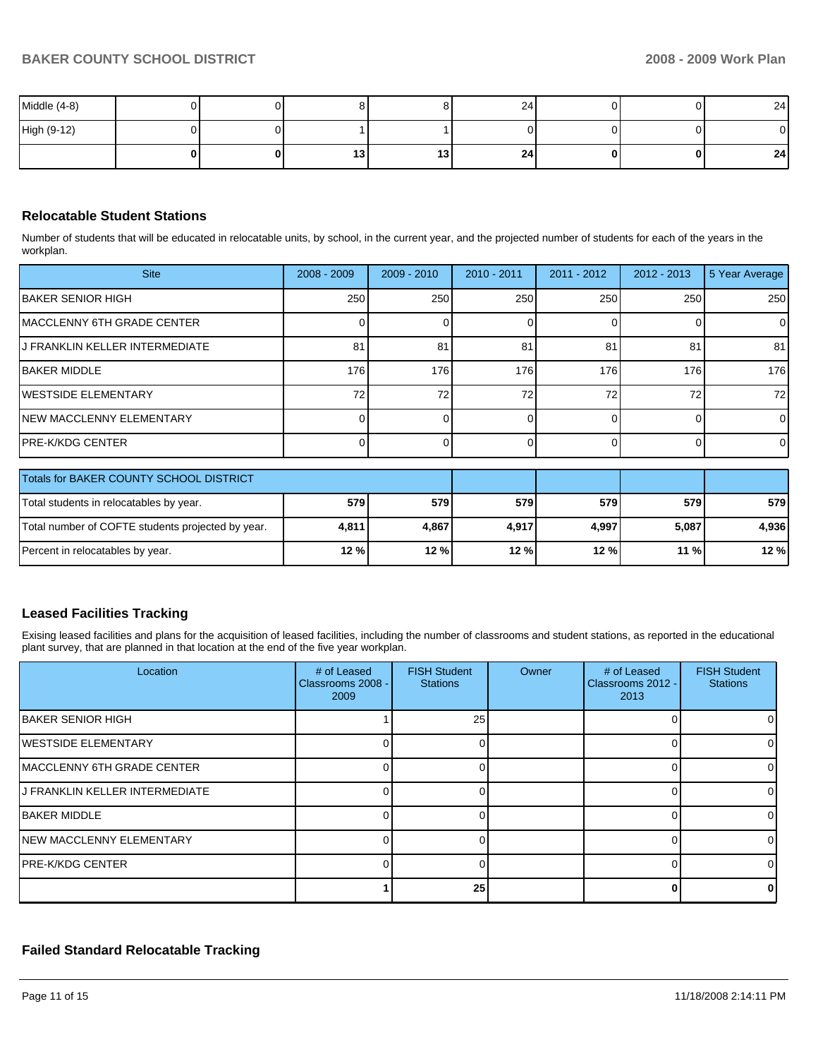| | | | | | | | | |
|---|---|---|---|---|---|---|---|---|
| Middle (4-8) | 0 | 0 | 8 | 8 | 24 | 0 | 0 | 24 |
| High (9-12) | 0 | 0 | 1 | 1 | 0 | 0 | 0 | 0 |
| | **0** | **0** | **13** | **13** | **24** | **0** | **0** | **24** |

## Relocatable Student Stations

Number of students that will be educated in relocatable units, by school, in the current year, and the projected number of students for each of the years in the workplan.

| Site | 2008 - 2009 | 2009 - 2010 | 2010 - 2011 | 2011 - 2012 | 2012 - 2013 | 5 Year Average |
|---|---|---|---|---|---|---|
| BAKER SENIOR HIGH | 250 | 250 | 250 | 250 | 250 | 250 |
| MACCLENNY 6TH GRADE CENTER | 0 | 0 | 0 | 0 | 0 | 0 |
| J FRANKLIN KELLER INTERMEDIATE | 81 | 81 | 81 | 81 | 81 | 81 |
| BAKER MIDDLE | 176 | 176 | 176 | 176 | 176 | 176 |
| WESTSIDE ELEMENTARY | 72 | 72 | 72 | 72 | 72 | 72 |
| NEW MACCLENNY ELEMENTARY | 0 | 0 | 0 | 0 | 0 | 0 |
| PRE-K/KDG CENTER | 0 | 0 | 0 | 0 | 0 | 0 |

| Totals for BAKER COUNTY SCHOOL DISTRICT | | | | | | |
|---|---|---|---|---|---|---|
| Total students in relocatables by year. | **579** | **579** | **579** | **579** | **579** | **579** |
| Total number of COFTE students projected by year. | **4,811** | **4,867** | **4,917** | **4,997** | **5,087** | **4,936** |
| Percent in relocatables by year. | **12 %** | **12 %** | **12 %** | **12 %** | **11 %** | **12 %** |

## Leased Facilities Tracking

Exising leased facilities and plans for the acquisition of leased facilities, including the number of classrooms and student stations, as reported in the educational plant survey, that are planned in that location at the end of the five year workplan.

| Location | # of Leased Classrooms 2008 - 2009 | FISH Student Stations | Owner | # of Leased Classrooms 2012 - 2013 | FISH Student Stations |
|---|---|---|---|---|---|
| BAKER SENIOR HIGH | 1 | 25 | | 0 | 0 |
| WESTSIDE ELEMENTARY | 0 | 0 | | 0 | 0 |
| MACCLENNY 6TH GRADE CENTER | 0 | 0 | | 0 | 0 |
| J FRANKLIN KELLER INTERMEDIATE | 0 | 0 | | 0 | 0 |
| BAKER MIDDLE | 0 | 0 | | 0 | 0 |
| NEW MACCLENNY ELEMENTARY | 0 | 0 | | 0 | 0 |
| PRE-K/KDG CENTER | 0 | 0 | | 0 | 0 |
| | **1** | **25** | | **0** | **0** |

## Failed Standard Relocatable Tracking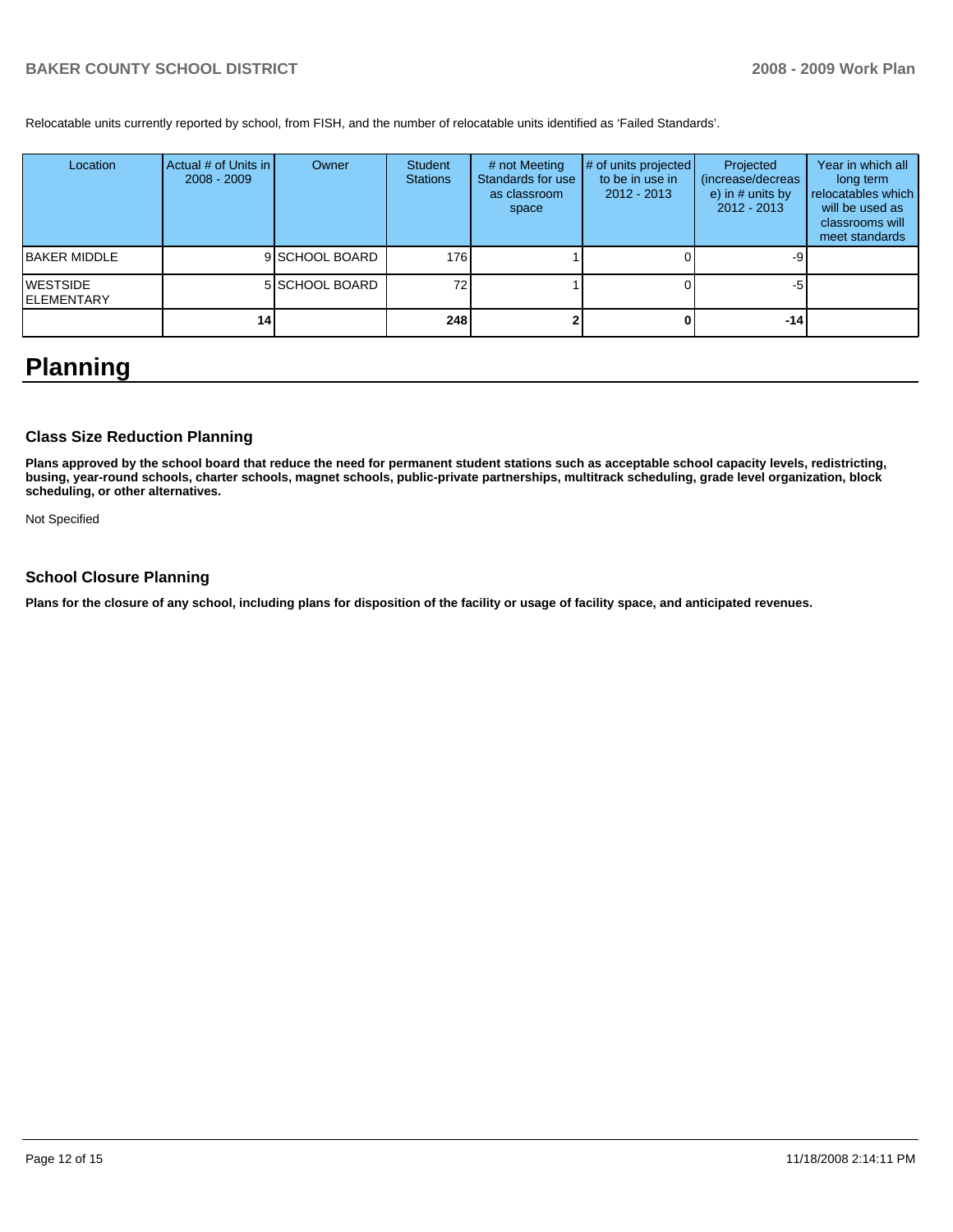Relocatable units currently reported by school, from FISH, and the number of relocatable units identified as 'Failed Standards'.

| Location | Actual # of Units in 2008 - 2009 | Owner | Student Stations | # not Meeting Standards for use as classroom space | # of units projected to be in use in 2012 - 2013 | Projected (increase/decrease) in # units by 2012 - 2013 | Year in which all long term relocatables which will be used as classrooms will meet standards |
|---|---|---|---|---|---|---|---|
| BAKER MIDDLE | 9 | SCHOOL BOARD | 176 | 1 | 0 | -9 | |
| WESTSIDE ELEMENTARY | 5 | SCHOOL BOARD | 72 | 1 | 0 | -5 | |
| | **14** | | **248** | **2** | **0** | **-14** | |

# Planning

### Class Size Reduction Planning

**Plans approved by the school board that reduce the need for permanent student stations such as acceptable school capacity levels, redistricting, busing, year-round schools, charter schools, magnet schools, public-private partnerships, multitrack scheduling, grade level organization, block scheduling, or other alternatives.**

Not Specified

### School Closure Planning

**Plans for the closure of any school, including plans for disposition of the facility or usage of facility space, and anticipated revenues.**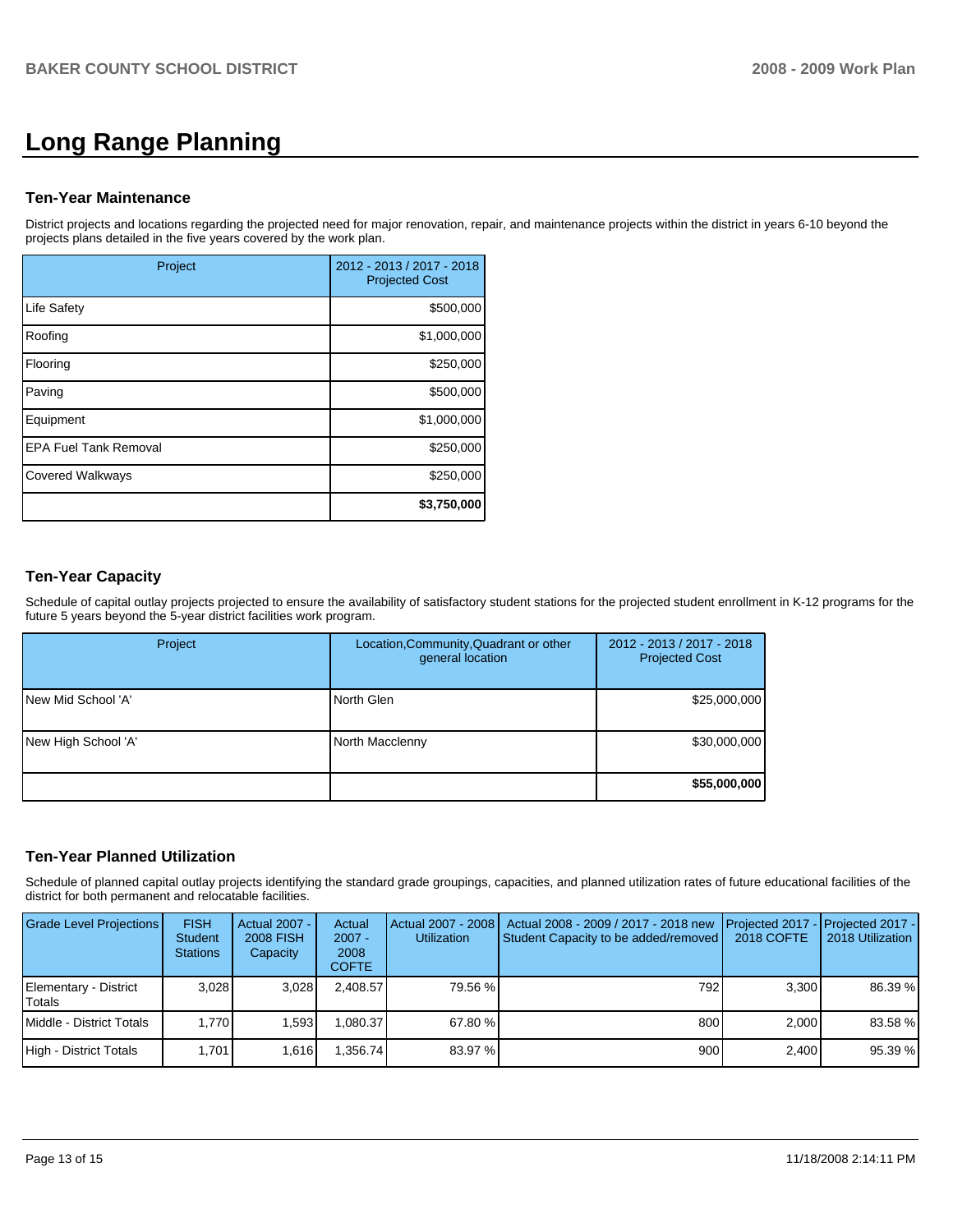# Long Range Planning

### Ten-Year Maintenance

District projects and locations regarding the projected need for major renovation, repair, and maintenance projects within the district in years 6-10 beyond the projects plans detailed in the five years covered by the work plan.

| Project | 2012 - 2013 / 2017 - 2018 Projected Cost |
|---|---|
| Life Safety | $500,000 |
| Roofing | $1,000,000 |
| Flooring | $250,000 |
| Paving | $500,000 |
| Equipment | $1,000,000 |
| EPA Fuel Tank Removal | $250,000 |
| Covered Walkways | $250,000 |
| | **$3,750,000** |

### Ten-Year Capacity

Schedule of capital outlay projects projected to ensure the availability of satisfactory student stations for the projected student enrollment in K-12 programs for the future 5 years beyond the 5-year district facilities work program.

| Project | Location,Community,Quadrant or other general location | 2012 - 2013 / 2017 - 2018 Projected Cost |
|---|---|---|
| New Mid School 'A' | North Glen | $25,000,000 |
| New High School 'A' | North Macclenny | $30,000,000 |
| | | **$55,000,000** |

### Ten-Year Planned Utilization

Schedule of planned capital outlay projects identifying the standard grade groupings, capacities, and planned utilization rates of future educational facilities of the district for both permanent and relocatable facilities.

| Grade Level Projections | FISH Student Stations | Actual 2007 - 2008 FISH Capacity | Actual 2007 - 2008 COFTE | Actual 2007 - 2008 Utilization | Actual 2008 - 2009 / 2017 - 2018 new Student Capacity to be added/removed | Projected 2017 - 2018 COFTE | Projected 2017 - 2018 Utilization |
|---|---|---|---|---|---|---|---|
| Elementary - District Totals | 3,028 | 3,028 | 2,408.57 | 79.56 % | 792 | 3,300 | 86.39 % |
| Middle - District Totals | 1,770 | 1,593 | 1,080.37 | 67.80 % | 800 | 2,000 | 83.58 % |
| High - District Totals | 1,701 | 1,616 | 1,356.74 | 83.97 % | 900 | 2,400 | 95.39 % |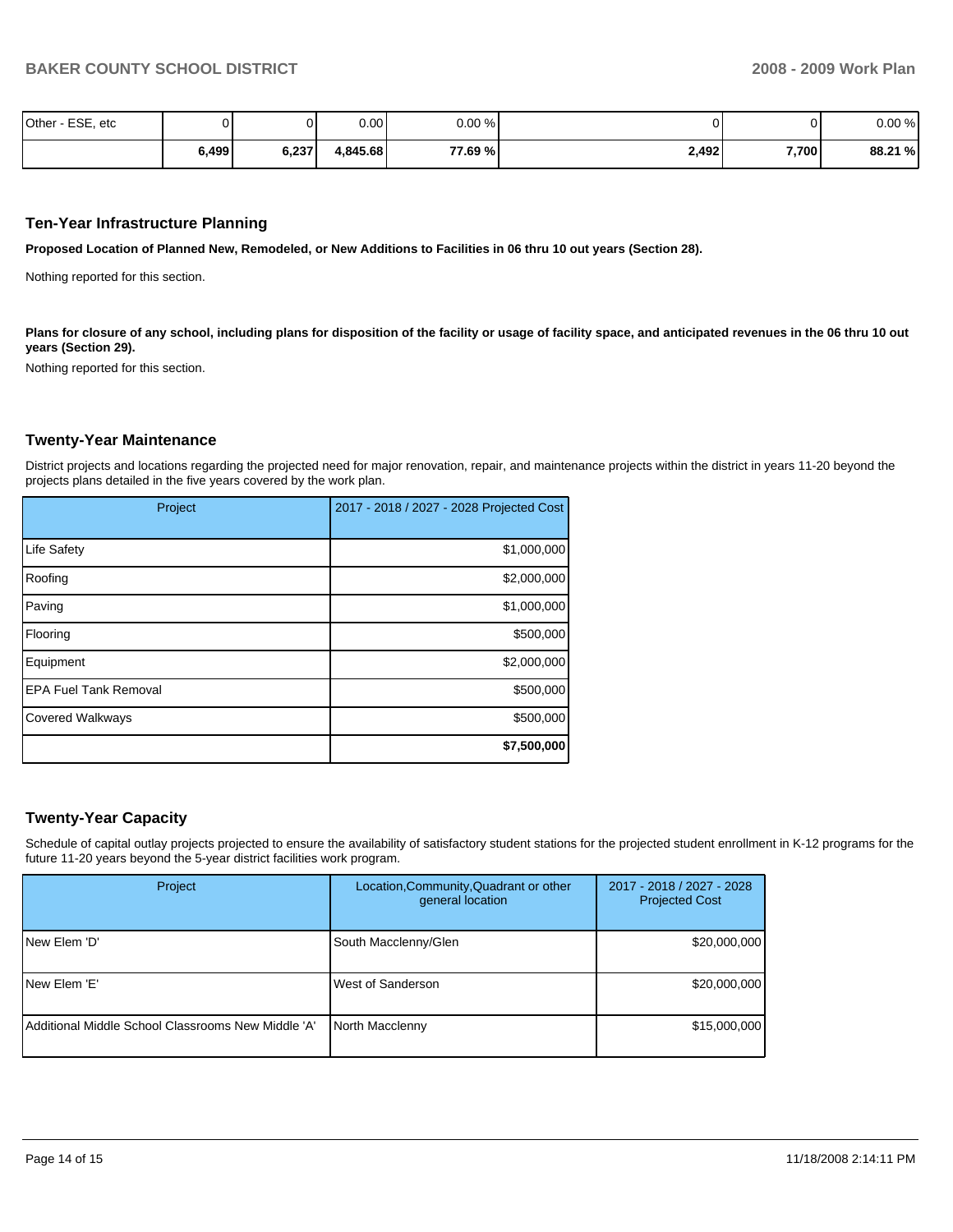| | | | | | | | |
|---|---|---|---|---|---|---|---|
| Other - ESE, etc | 0 | 0 | 0.00 | 0.00 % | 0 | 0 | 0.00 % |
| | **6,499** | **6,237** | **4,845.68** | **77.69 %** | **2,492** | **7,700** | **88.21 %** |

## Ten-Year Infrastructure Planning

**Proposed Location of Planned New, Remodeled, or New Additions to Facilities in 06 thru 10 out years (Section 28).**

Nothing reported for this section.

**Plans for closure of any school, including plans for disposition of the facility or usage of facility space, and anticipated revenues in the 06 thru 10 out years (Section 29).**

Nothing reported for this section.

## Twenty-Year Maintenance

District projects and locations regarding the projected need for major renovation, repair, and maintenance projects within the district in years 11-20 beyond the projects plans detailed in the five years covered by the work plan.

| Project | 2017 - 2018 / 2027 - 2028 Projected Cost |
|---|---|
| Life Safety | $1,000,000 |
| Roofing | $2,000,000 |
| Paving | $1,000,000 |
| Flooring | $500,000 |
| Equipment | $2,000,000 |
| EPA Fuel Tank Removal | $500,000 |
| Covered Walkways | $500,000 |
| | **$7,500,000** |

## Twenty-Year Capacity

Schedule of capital outlay projects projected to ensure the availability of satisfactory student stations for the projected student enrollment in K-12 programs for the future 11-20 years beyond the 5-year district facilities work program.

| Project | Location,Community,Quadrant or other general location | 2017 - 2018 / 2027 - 2028 Projected Cost |
|---|---|---|
| New Elem 'D' | South Macclenny/Glen | $20,000,000 |
| New Elem 'E' | West of Sanderson | $20,000,000 |
| Additional Middle School Classrooms New Middle 'A' | North Macclenny | $15,000,000 |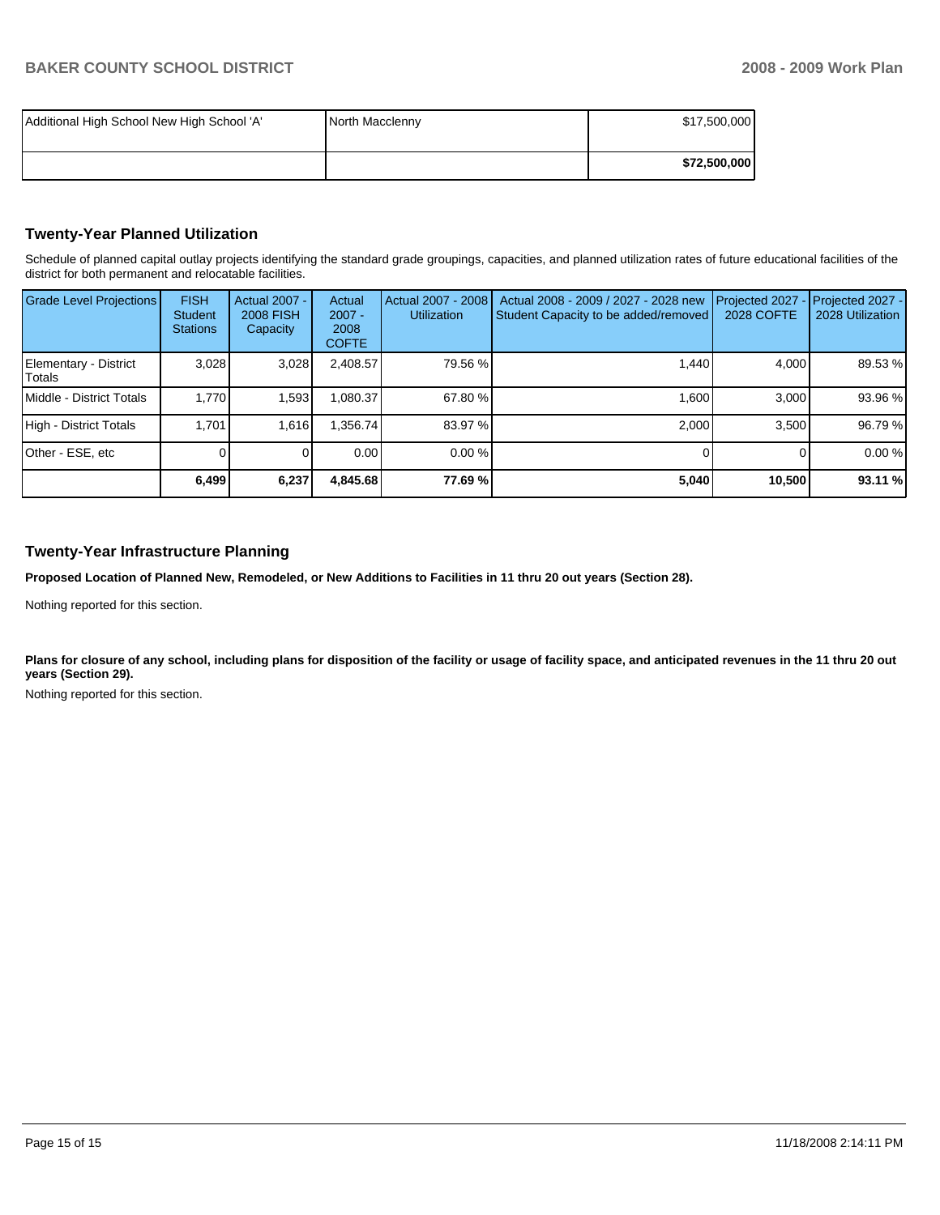| | | |
|---|---|---|
| Additional High School New High School 'A' | North Macclenny | $17,500,000 |
| | | **$72,500,000** |

## Twenty-Year Planned Utilization

Schedule of planned capital outlay projects identifying the standard grade groupings, capacities, and planned utilization rates of future educational facilities of the district for both permanent and relocatable facilities.

| Grade Level Projections | FISH Student Stations | Actual 2007 - 2008 FISH Capacity | Actual 2007 - 2008 COFTE | Actual 2007 - 2008 Utilization | Actual 2008 - 2009 / 2027 - 2028 new Student Capacity to be added/removed | Projected 2027 - 2028 COFTE | Projected 2027 - 2028 Utilization |
|---|---|---|---|---|---|---|---|
| Elementary - District Totals | 3,028 | 3,028 | 2,408.57 | 79.56 % | 1,440 | 4,000 | 89.53 % |
| Middle - District Totals | 1,770 | 1,593 | 1,080.37 | 67.80 % | 1,600 | 3,000 | 93.96 % |
| High - District Totals | 1,701 | 1,616 | 1,356.74 | 83.97 % | 2,000 | 3,500 | 96.79 % |
| Other - ESE, etc | 0 | 0 | 0.00 | 0.00 % | 0 | 0 | 0.00 % |
| | **6,499** | **6,237** | **4,845.68** | **77.69 %** | **5,040** | **10,500** | **93.11 %** |

## Twenty-Year Infrastructure Planning

**Proposed Location of Planned New, Remodeled, or New Additions to Facilities in 11 thru 20 out years (Section 28).**

Nothing reported for this section.

**Plans for closure of any school, including plans for disposition of the facility or usage of facility space, and anticipated revenues in the 11 thru 20 out years (Section 29).**

Nothing reported for this section.